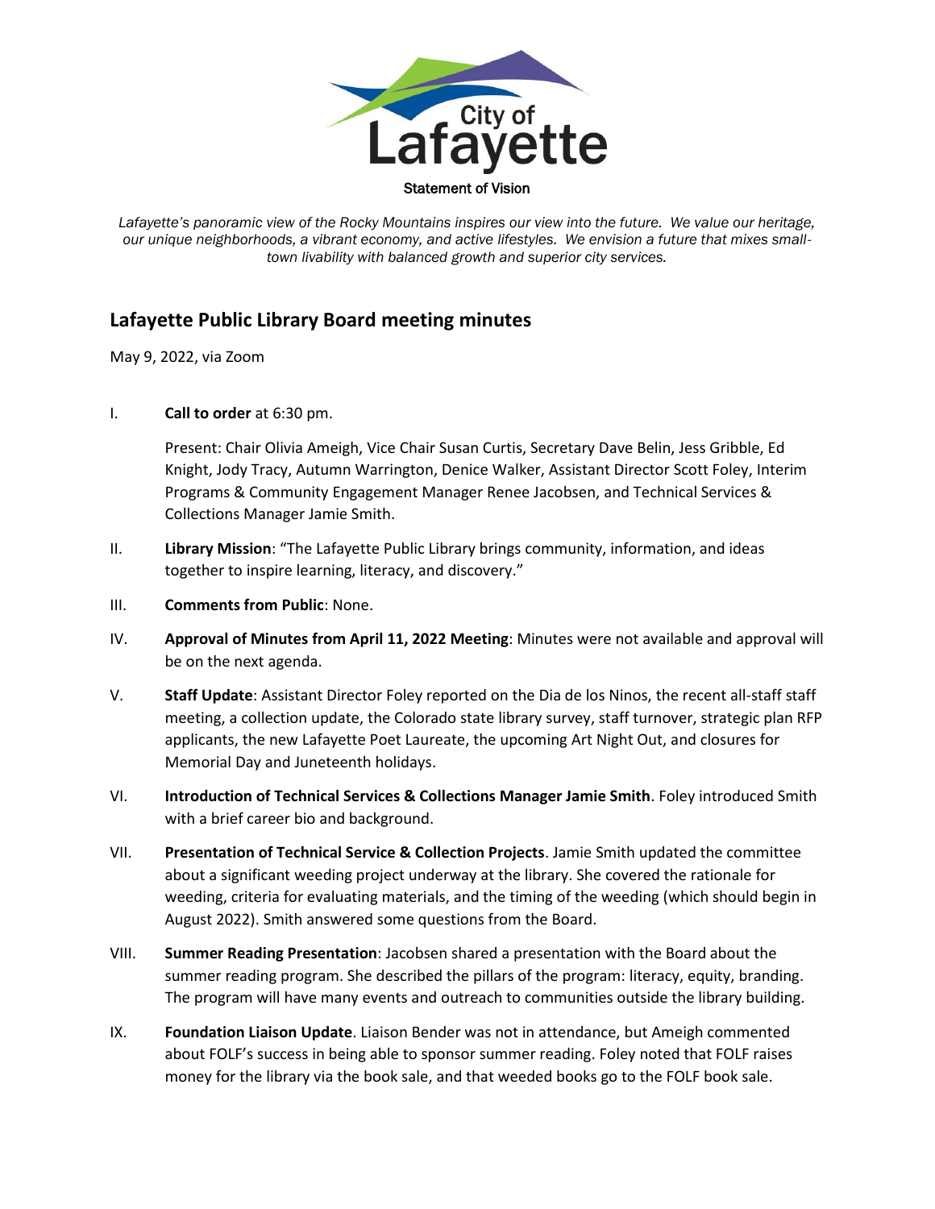City of Lafayette

Statement of Vision

*Lafayette's panoramic view of the Rocky Mountains inspires our view into the future. We value our heritage, our unique neighborhoods, a vibrant economy, and active lifestyles. We envision a future that mixes small-town livability with balanced growth and superior city services.*

## Lafayette Public Library Board meeting minutes

May 9, 2022, via Zoom

I. **Call to order** at 6:30 pm.

Present: Chair Olivia Ameigh, Vice Chair Susan Curtis, Secretary Dave Belin, Jess Gribble, Ed Knight, Jody Tracy, Autumn Warrington, Denice Walker, Assistant Director Scott Foley, Interim Programs & Community Engagement Manager Renee Jacobsen, and Technical Services & Collections Manager Jamie Smith.

II. **Library Mission**: "The Lafayette Public Library brings community, information, and ideas together to inspire learning, literacy, and discovery."

III. **Comments from Public**: None.

IV. **Approval of Minutes from April 11, 2022 Meeting**: Minutes were not available and approval will be on the next agenda.

V. **Staff Update**: Assistant Director Foley reported on the Dia de los Ninos, the recent all-staff staff meeting, a collection update, the Colorado state library survey, staff turnover, strategic plan RFP applicants, the new Lafayette Poet Laureate, the upcoming Art Night Out, and closures for Memorial Day and Juneteenth holidays.

VI. **Introduction of Technical Services & Collections Manager Jamie Smith**. Foley introduced Smith with a brief career bio and background.

VII. **Presentation of Technical Service & Collection Projects**. Jamie Smith updated the committee about a significant weeding project underway at the library. She covered the rationale for weeding, criteria for evaluating materials, and the timing of the weeding (which should begin in August 2022). Smith answered some questions from the Board.

VIII. **Summer Reading Presentation**: Jacobsen shared a presentation with the Board about the summer reading program. She described the pillars of the program: literacy, equity, branding. The program will have many events and outreach to communities outside the library building.

IX. **Foundation Liaison Update**. Liaison Bender was not in attendance, but Ameigh commented about FOLF's success in being able to sponsor summer reading. Foley noted that FOLF raises money for the library via the book sale, and that weeded books go to the FOLF book sale.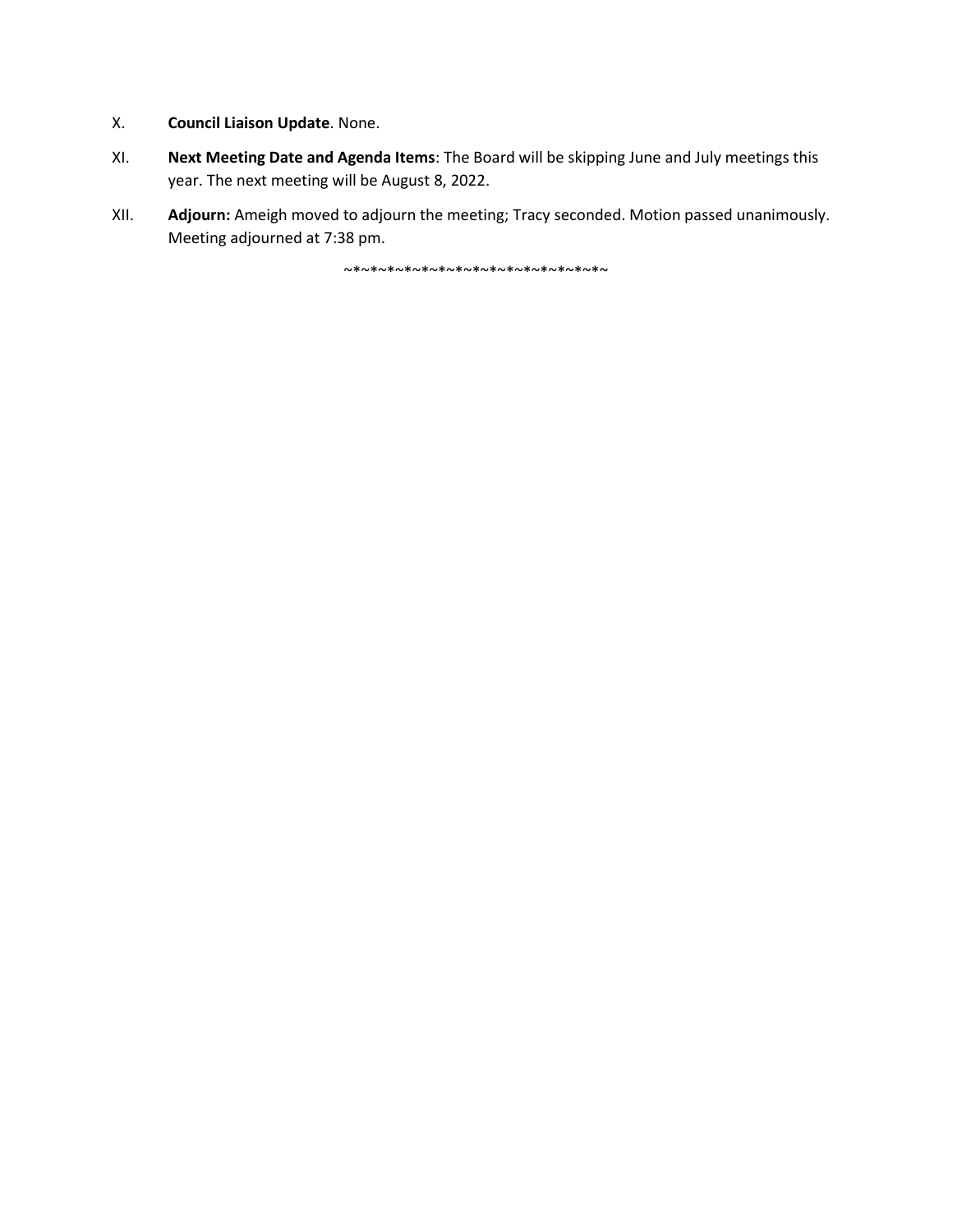X. **Council Liaison Update**. None.

XI. **Next Meeting Date and Agenda Items**: The Board will be skipping June and July meetings this year. The next meeting will be August 8, 2022.

XII. **Adjourn:** Ameigh moved to adjourn the meeting; Tracy seconded. Motion passed unanimously. Meeting adjourned at 7:38 pm.

~*~*~*~*~*~*~*~*~*~*~*~*~*~*~*~